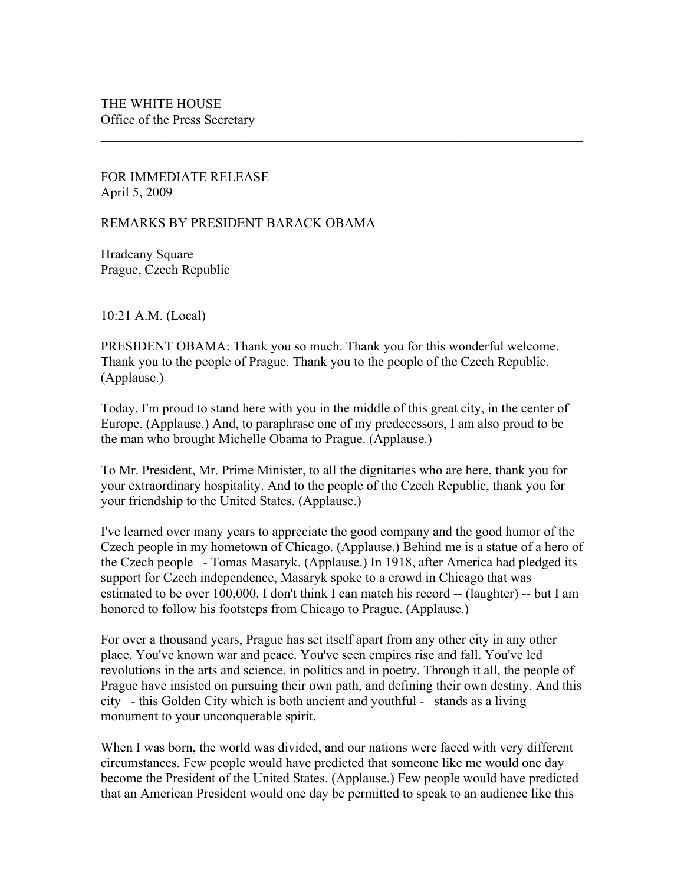THE WHITE HOUSE
Office of the Press Secretary

---

FOR IMMEDIATE RELEASE
April 5, 2009

REMARKS BY PRESIDENT BARACK OBAMA

Hradcany Square
Prague, Czech Republic

10:21 A.M. (Local)

PRESIDENT OBAMA: Thank you so much. Thank you for this wonderful welcome. Thank you to the people of Prague. Thank you to the people of the Czech Republic. (Applause.)

Today, I'm proud to stand here with you in the middle of this great city, in the center of Europe. (Applause.) And, to paraphrase one of my predecessors, I am also proud to be the man who brought Michelle Obama to Prague. (Applause.)

To Mr. President, Mr. Prime Minister, to all the dignitaries who are here, thank you for your extraordinary hospitality. And to the people of the Czech Republic, thank you for your friendship to the United States. (Applause.)

I've learned over many years to appreciate the good company and the good humor of the Czech people in my hometown of Chicago. (Applause.) Behind me is a statue of a hero of the Czech people –- Tomas Masaryk. (Applause.) In 1918, after America had pledged its support for Czech independence, Masaryk spoke to a crowd in Chicago that was estimated to be over 100,000. I don't think I can match his record -- (laughter) -- but I am honored to follow his footsteps from Chicago to Prague. (Applause.)

For over a thousand years, Prague has set itself apart from any other city in any other place. You've known war and peace. You've seen empires rise and fall. You've led revolutions in the arts and science, in politics and in poetry. Through it all, the people of Prague have insisted on pursuing their own path, and defining their own destiny. And this city –- this Golden City which is both ancient and youthful -– stands as a living monument to your unconquerable spirit.

When I was born, the world was divided, and our nations were faced with very different circumstances. Few people would have predicted that someone like me would one day become the President of the United States. (Applause.) Few people would have predicted that an American President would one day be permitted to speak to an audience like this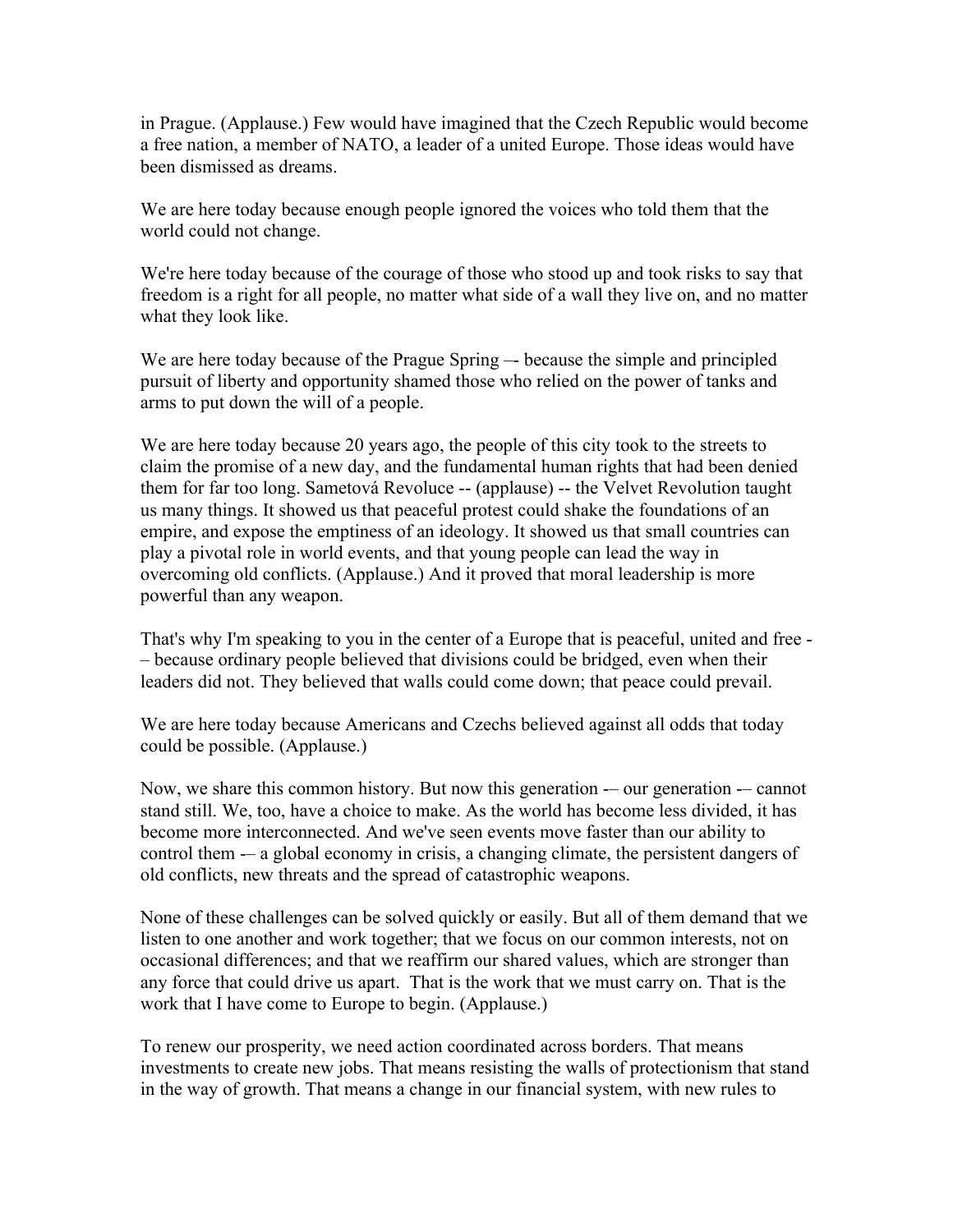in Prague. (Applause.) Few would have imagined that the Czech Republic would become a free nation, a member of NATO, a leader of a united Europe. Those ideas would have been dismissed as dreams.

We are here today because enough people ignored the voices who told them that the world could not change.

We're here today because of the courage of those who stood up and took risks to say that freedom is a right for all people, no matter what side of a wall they live on, and no matter what they look like.

We are here today because of the Prague Spring –- because the simple and principled pursuit of liberty and opportunity shamed those who relied on the power of tanks and arms to put down the will of a people.

We are here today because 20 years ago, the people of this city took to the streets to claim the promise of a new day, and the fundamental human rights that had been denied them for far too long. Sametová Revoluce -- (applause) -- the Velvet Revolution taught us many things. It showed us that peaceful protest could shake the foundations of an empire, and expose the emptiness of an ideology. It showed us that small countries can play a pivotal role in world events, and that young people can lead the way in overcoming old conflicts. (Applause.) And it proved that moral leadership is more powerful than any weapon.

That's why I'm speaking to you in the center of a Europe that is peaceful, united and free -– because ordinary people believed that divisions could be bridged, even when their leaders did not. They believed that walls could come down; that peace could prevail.

We are here today because Americans and Czechs believed against all odds that today could be possible. (Applause.)

Now, we share this common history. But now this generation -– our generation -– cannot stand still. We, too, have a choice to make. As the world has become less divided, it has become more interconnected. And we've seen events move faster than our ability to control them -– a global economy in crisis, a changing climate, the persistent dangers of old conflicts, new threats and the spread of catastrophic weapons.

None of these challenges can be solved quickly or easily. But all of them demand that we listen to one another and work together; that we focus on our common interests, not on occasional differences; and that we reaffirm our shared values, which are stronger than any force that could drive us apart. That is the work that we must carry on. That is the work that I have come to Europe to begin. (Applause.)

To renew our prosperity, we need action coordinated across borders. That means investments to create new jobs. That means resisting the walls of protectionism that stand in the way of growth. That means a change in our financial system, with new rules to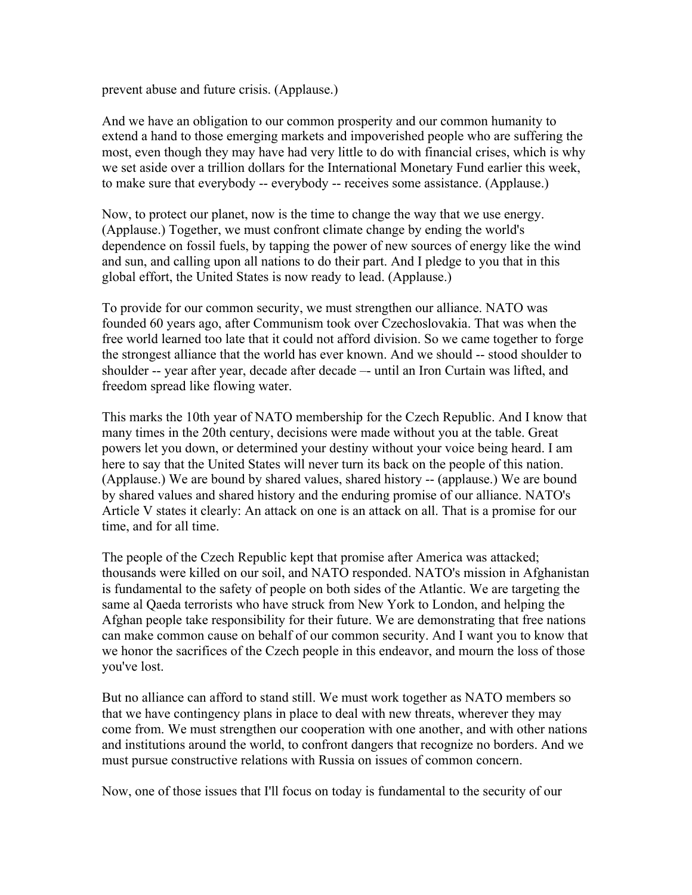prevent abuse and future crisis. (Applause.)

And we have an obligation to our common prosperity and our common humanity to extend a hand to those emerging markets and impoverished people who are suffering the most, even though they may have had very little to do with financial crises, which is why we set aside over a trillion dollars for the International Monetary Fund earlier this week, to make sure that everybody -- everybody -- receives some assistance. (Applause.)

Now, to protect our planet, now is the time to change the way that we use energy. (Applause.) Together, we must confront climate change by ending the world's dependence on fossil fuels, by tapping the power of new sources of energy like the wind and sun, and calling upon all nations to do their part. And I pledge to you that in this global effort, the United States is now ready to lead. (Applause.)

To provide for our common security, we must strengthen our alliance. NATO was founded 60 years ago, after Communism took over Czechoslovakia. That was when the free world learned too late that it could not afford division. So we came together to forge the strongest alliance that the world has ever known. And we should -- stood shoulder to shoulder -- year after year, decade after decade –- until an Iron Curtain was lifted, and freedom spread like flowing water.

This marks the 10th year of NATO membership for the Czech Republic. And I know that many times in the 20th century, decisions were made without you at the table. Great powers let you down, or determined your destiny without your voice being heard. I am here to say that the United States will never turn its back on the people of this nation. (Applause.) We are bound by shared values, shared history -- (applause.) We are bound by shared values and shared history and the enduring promise of our alliance. NATO's Article V states it clearly: An attack on one is an attack on all. That is a promise for our time, and for all time.

The people of the Czech Republic kept that promise after America was attacked; thousands were killed on our soil, and NATO responded. NATO's mission in Afghanistan is fundamental to the safety of people on both sides of the Atlantic. We are targeting the same al Qaeda terrorists who have struck from New York to London, and helping the Afghan people take responsibility for their future. We are demonstrating that free nations can make common cause on behalf of our common security. And I want you to know that we honor the sacrifices of the Czech people in this endeavor, and mourn the loss of those you've lost.

But no alliance can afford to stand still. We must work together as NATO members so that we have contingency plans in place to deal with new threats, wherever they may come from. We must strengthen our cooperation with one another, and with other nations and institutions around the world, to confront dangers that recognize no borders. And we must pursue constructive relations with Russia on issues of common concern.

Now, one of those issues that I'll focus on today is fundamental to the security of our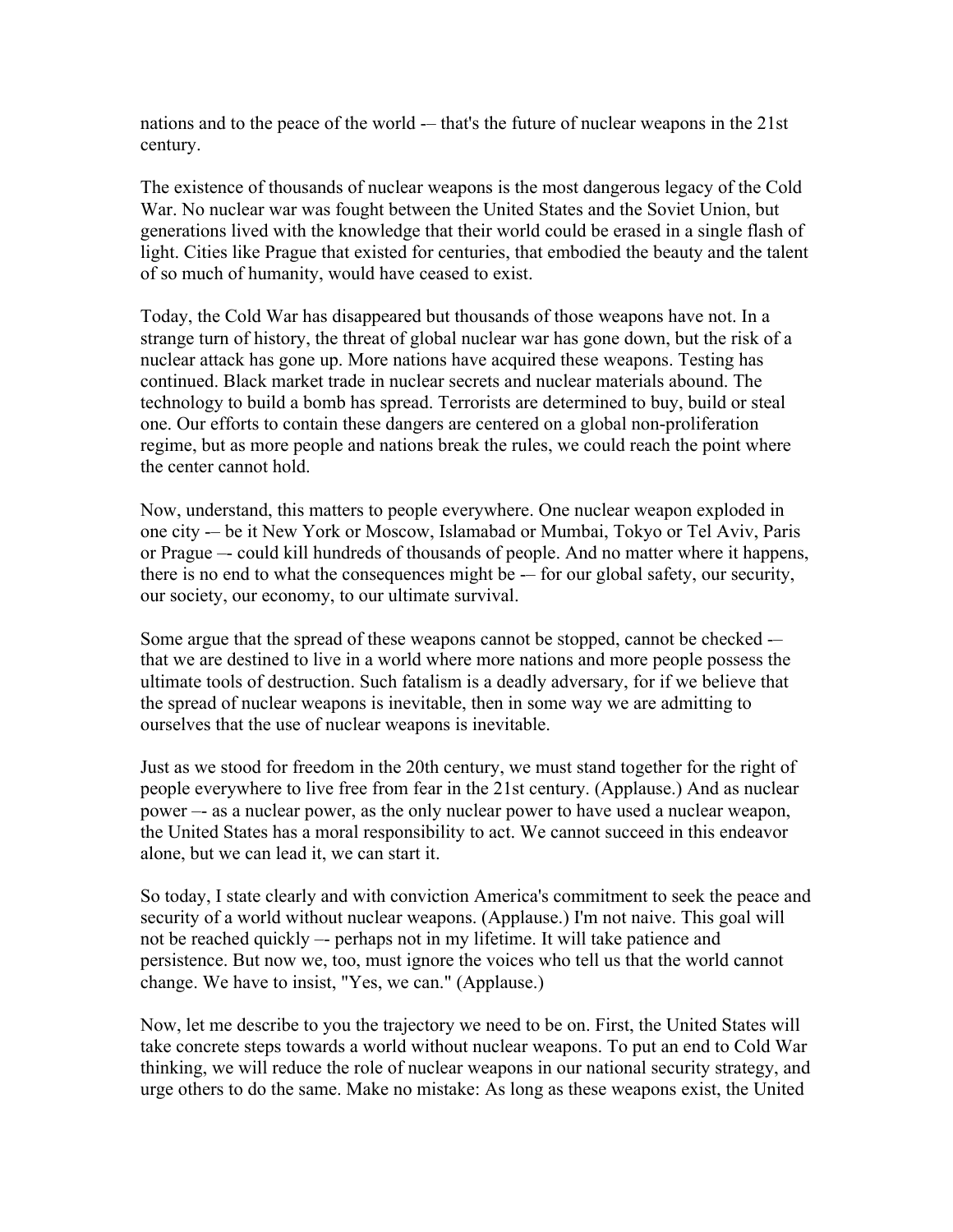nations and to the peace of the world -– that's the future of nuclear weapons in the 21st century.

The existence of thousands of nuclear weapons is the most dangerous legacy of the Cold War. No nuclear war was fought between the United States and the Soviet Union, but generations lived with the knowledge that their world could be erased in a single flash of light. Cities like Prague that existed for centuries, that embodied the beauty and the talent of so much of humanity, would have ceased to exist.

Today, the Cold War has disappeared but thousands of those weapons have not. In a strange turn of history, the threat of global nuclear war has gone down, but the risk of a nuclear attack has gone up. More nations have acquired these weapons. Testing has continued. Black market trade in nuclear secrets and nuclear materials abound. The technology to build a bomb has spread. Terrorists are determined to buy, build or steal one. Our efforts to contain these dangers are centered on a global non-proliferation regime, but as more people and nations break the rules, we could reach the point where the center cannot hold.

Now, understand, this matters to people everywhere. One nuclear weapon exploded in one city -– be it New York or Moscow, Islamabad or Mumbai, Tokyo or Tel Aviv, Paris or Prague –- could kill hundreds of thousands of people. And no matter where it happens, there is no end to what the consequences might be -– for our global safety, our security, our society, our economy, to our ultimate survival.

Some argue that the spread of these weapons cannot be stopped, cannot be checked -– that we are destined to live in a world where more nations and more people possess the ultimate tools of destruction. Such fatalism is a deadly adversary, for if we believe that the spread of nuclear weapons is inevitable, then in some way we are admitting to ourselves that the use of nuclear weapons is inevitable.

Just as we stood for freedom in the 20th century, we must stand together for the right of people everywhere to live free from fear in the 21st century. (Applause.) And as nuclear power –- as a nuclear power, as the only nuclear power to have used a nuclear weapon, the United States has a moral responsibility to act. We cannot succeed in this endeavor alone, but we can lead it, we can start it.

So today, I state clearly and with conviction America's commitment to seek the peace and security of a world without nuclear weapons. (Applause.) I'm not naive. This goal will not be reached quickly –- perhaps not in my lifetime. It will take patience and persistence. But now we, too, must ignore the voices who tell us that the world cannot change. We have to insist, "Yes, we can." (Applause.)

Now, let me describe to you the trajectory we need to be on. First, the United States will take concrete steps towards a world without nuclear weapons. To put an end to Cold War thinking, we will reduce the role of nuclear weapons in our national security strategy, and urge others to do the same. Make no mistake: As long as these weapons exist, the United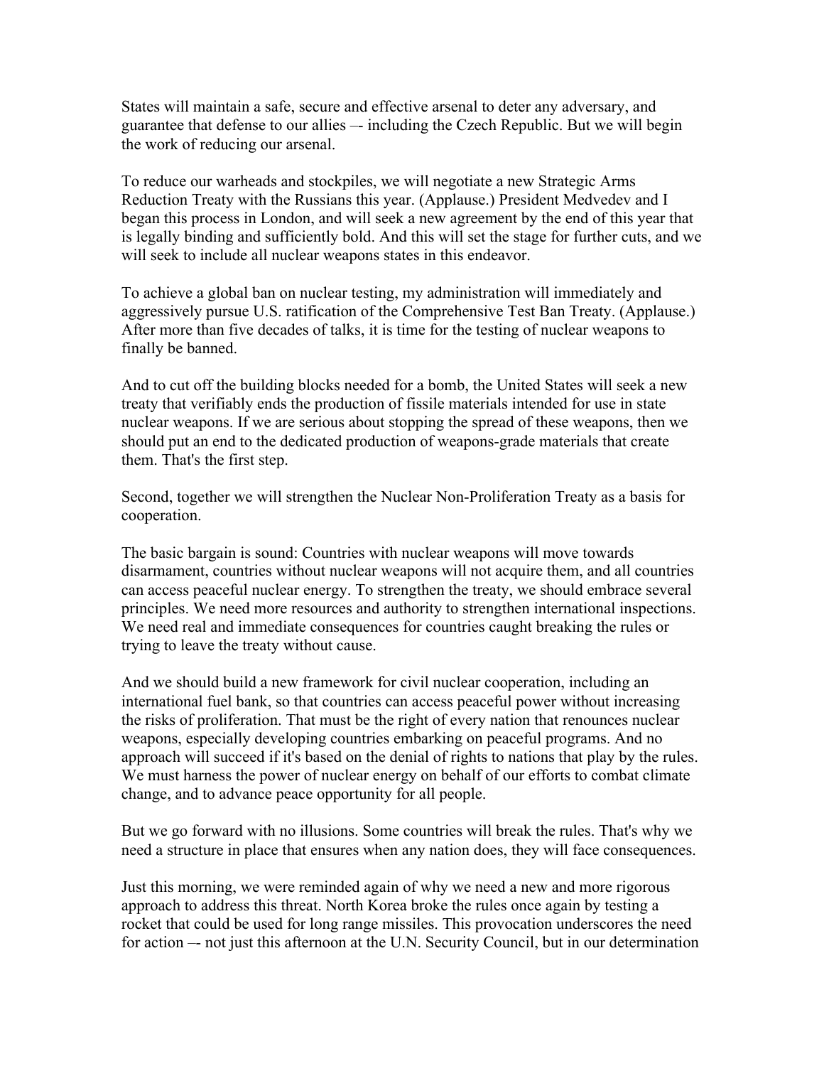States will maintain a safe, secure and effective arsenal to deter any adversary, and guarantee that defense to our allies –- including the Czech Republic. But we will begin the work of reducing our arsenal.

To reduce our warheads and stockpiles, we will negotiate a new Strategic Arms Reduction Treaty with the Russians this year. (Applause.) President Medvedev and I began this process in London, and will seek a new agreement by the end of this year that is legally binding and sufficiently bold. And this will set the stage for further cuts, and we will seek to include all nuclear weapons states in this endeavor.

To achieve a global ban on nuclear testing, my administration will immediately and aggressively pursue U.S. ratification of the Comprehensive Test Ban Treaty. (Applause.) After more than five decades of talks, it is time for the testing of nuclear weapons to finally be banned.

And to cut off the building blocks needed for a bomb, the United States will seek a new treaty that verifiably ends the production of fissile materials intended for use in state nuclear weapons. If we are serious about stopping the spread of these weapons, then we should put an end to the dedicated production of weapons-grade materials that create them. That's the first step.

Second, together we will strengthen the Nuclear Non-Proliferation Treaty as a basis for cooperation.

The basic bargain is sound: Countries with nuclear weapons will move towards disarmament, countries without nuclear weapons will not acquire them, and all countries can access peaceful nuclear energy. To strengthen the treaty, we should embrace several principles. We need more resources and authority to strengthen international inspections. We need real and immediate consequences for countries caught breaking the rules or trying to leave the treaty without cause.

And we should build a new framework for civil nuclear cooperation, including an international fuel bank, so that countries can access peaceful power without increasing the risks of proliferation. That must be the right of every nation that renounces nuclear weapons, especially developing countries embarking on peaceful programs. And no approach will succeed if it's based on the denial of rights to nations that play by the rules. We must harness the power of nuclear energy on behalf of our efforts to combat climate change, and to advance peace opportunity for all people.

But we go forward with no illusions. Some countries will break the rules. That's why we need a structure in place that ensures when any nation does, they will face consequences.

Just this morning, we were reminded again of why we need a new and more rigorous approach to address this threat. North Korea broke the rules once again by testing a rocket that could be used for long range missiles. This provocation underscores the need for action –- not just this afternoon at the U.N. Security Council, but in our determination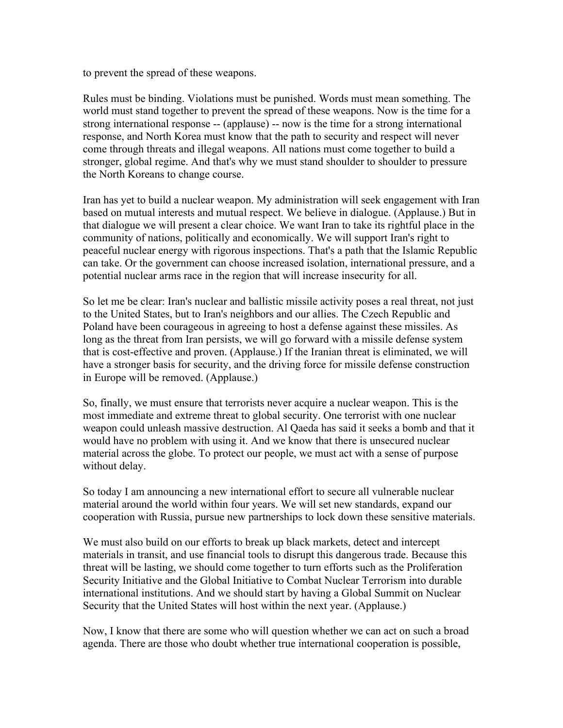to prevent the spread of these weapons.

Rules must be binding. Violations must be punished. Words must mean something. The world must stand together to prevent the spread of these weapons. Now is the time for a strong international response -- (applause) -- now is the time for a strong international response, and North Korea must know that the path to security and respect will never come through threats and illegal weapons. All nations must come together to build a stronger, global regime. And that's why we must stand shoulder to shoulder to pressure the North Koreans to change course.

Iran has yet to build a nuclear weapon. My administration will seek engagement with Iran based on mutual interests and mutual respect. We believe in dialogue. (Applause.) But in that dialogue we will present a clear choice. We want Iran to take its rightful place in the community of nations, politically and economically. We will support Iran's right to peaceful nuclear energy with rigorous inspections. That's a path that the Islamic Republic can take. Or the government can choose increased isolation, international pressure, and a potential nuclear arms race in the region that will increase insecurity for all.

So let me be clear: Iran's nuclear and ballistic missile activity poses a real threat, not just to the United States, but to Iran's neighbors and our allies. The Czech Republic and Poland have been courageous in agreeing to host a defense against these missiles. As long as the threat from Iran persists, we will go forward with a missile defense system that is cost-effective and proven. (Applause.) If the Iranian threat is eliminated, we will have a stronger basis for security, and the driving force for missile defense construction in Europe will be removed. (Applause.)

So, finally, we must ensure that terrorists never acquire a nuclear weapon. This is the most immediate and extreme threat to global security. One terrorist with one nuclear weapon could unleash massive destruction. Al Qaeda has said it seeks a bomb and that it would have no problem with using it. And we know that there is unsecured nuclear material across the globe. To protect our people, we must act with a sense of purpose without delay.

So today I am announcing a new international effort to secure all vulnerable nuclear material around the world within four years. We will set new standards, expand our cooperation with Russia, pursue new partnerships to lock down these sensitive materials.

We must also build on our efforts to break up black markets, detect and intercept materials in transit, and use financial tools to disrupt this dangerous trade. Because this threat will be lasting, we should come together to turn efforts such as the Proliferation Security Initiative and the Global Initiative to Combat Nuclear Terrorism into durable international institutions. And we should start by having a Global Summit on Nuclear Security that the United States will host within the next year. (Applause.)

Now, I know that there are some who will question whether we can act on such a broad agenda. There are those who doubt whether true international cooperation is possible,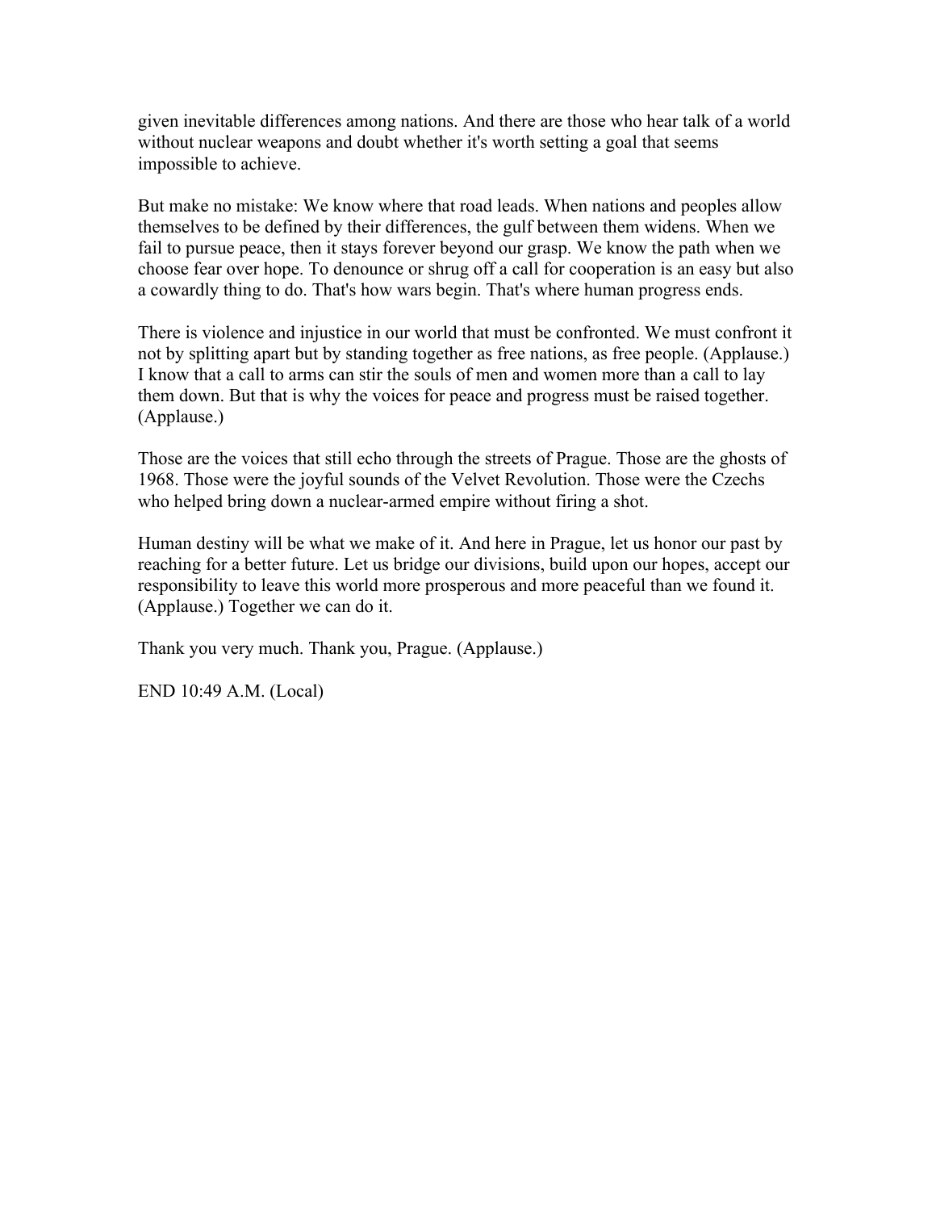given inevitable differences among nations. And there are those who hear talk of a world without nuclear weapons and doubt whether it's worth setting a goal that seems impossible to achieve.

But make no mistake: We know where that road leads. When nations and peoples allow themselves to be defined by their differences, the gulf between them widens. When we fail to pursue peace, then it stays forever beyond our grasp. We know the path when we choose fear over hope. To denounce or shrug off a call for cooperation is an easy but also a cowardly thing to do. That's how wars begin. That's where human progress ends.

There is violence and injustice in our world that must be confronted. We must confront it not by splitting apart but by standing together as free nations, as free people. (Applause.) I know that a call to arms can stir the souls of men and women more than a call to lay them down. But that is why the voices for peace and progress must be raised together. (Applause.)

Those are the voices that still echo through the streets of Prague. Those are the ghosts of 1968. Those were the joyful sounds of the Velvet Revolution. Those were the Czechs who helped bring down a nuclear-armed empire without firing a shot.

Human destiny will be what we make of it. And here in Prague, let us honor our past by reaching for a better future. Let us bridge our divisions, build upon our hopes, accept our responsibility to leave this world more prosperous and more peaceful than we found it. (Applause.) Together we can do it.

Thank you very much. Thank you, Prague. (Applause.)

END 10:49 A.M. (Local)